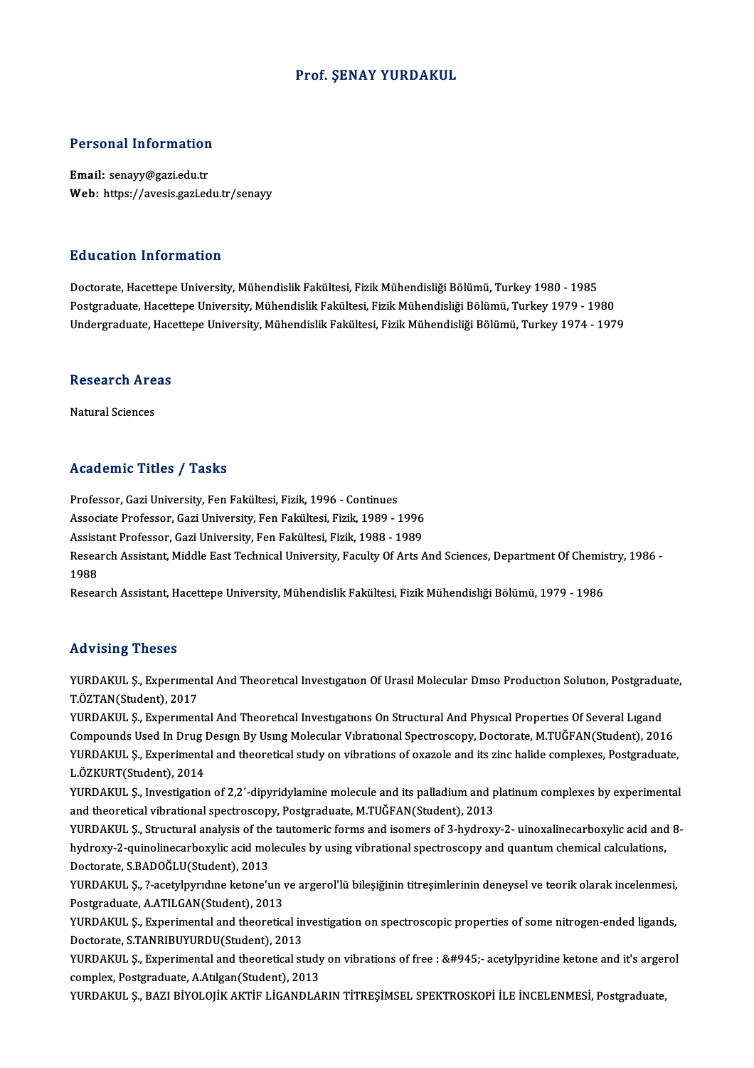# Prof. ŞENAY YURDAKUL

## Personal Information

**Email:** senayy@gazi.edu.tr
**Web:** https://avesis.gazi.edu.tr/senayy

## Education Information

Doctorate, Hacettepe University, Mühendislik Fakültesi, Fizik Mühendisliği Bölümü, Turkey 1980 - 1985
Postgraduate, Hacettepe University, Mühendislik Fakültesi, Fizik Mühendisliği Bölümü, Turkey 1979 - 1980
Undergraduate, Hacettepe University, Mühendislik Fakültesi, Fizik Mühendisliği Bölümü, Turkey 1974 - 1979

## Research Areas

Natural Sciences

## Academic Titles / Tasks

Professor, Gazi University, Fen Fakültesi, Fizik, 1996 - Continues
Associate Professor, Gazi University, Fen Fakültesi, Fizik, 1989 - 1996
Assistant Professor, Gazi University, Fen Fakültesi, Fizik, 1988 - 1989
Research Assistant, Middle East Technical University, Faculty Of Arts And Sciences, Department Of Chemistry, 1986 - 1988
Research Assistant, Hacettepe University, Mühendislik Fakültesi, Fizik Mühendisliği Bölümü, 1979 - 1986

## Advising Theses

YURDAKUL Ş., Experımental And Theoretıcal Investıgatıon Of Urasıl Molecular Dmso Productıon Solutıon, Postgraduate, T.ÖZTAN(Student), 2017
YURDAKUL Ş., Experımental And Theoretıcal Investıgatıons On Structural And Physıcal Propertıes Of Several Lıgand Compounds Used In Drug Desıgn By Usıng Molecular Vıbratıonal Spectroscopy, Doctorate, M.TUĞFAN(Student), 2016
YURDAKUL Ş., Experimental and theoretical study on vibrations of oxazole and its zinc halide complexes, Postgraduate, L.ÖZKURT(Student), 2014
YURDAKUL Ş., Investigation of 2,2´-dipyridylamine molecule and its palladium and platinum complexes by experimental and theoretical vibrational spectroscopy, Postgraduate, M.TUĞFAN(Student), 2013
YURDAKUL Ş., Structural analysis of the tautomeric forms and isomers of 3-hydroxy-2- uinoxalinecarboxylic acid and 8-hydroxy-2-quinolinecarboxylic acid molecules by using vibrational spectroscopy and quantum chemical calculations, Doctorate, S.BADOĞLU(Student), 2013
YURDAKUL Ş., ?-acetylpyrıdıne ketone'un ve argerol'lü bileşiğinin titreşimlerinin deneysel ve teorik olarak incelenmesi, Postgraduate, A.ATILGAN(Student), 2013
YURDAKUL Ş., Experimental and theoretical investigation on spectroscopic properties of some nitrogen-ended ligands, Doctorate, S.TANRIBUYURDU(Student), 2013
YURDAKUL Ş., Experimental and theoretical study on vibrations of free : &#945;- acetylpyridine ketone and it's argerol complex, Postgraduate, A.Atılgan(Student), 2013
YURDAKUL Ş., BAZI BİYOLOJİK AKTİF LİGANDLARIN TİTREŞİMSEL SPEKTROSKOPİ İLE İNCELENMESİ, Postgraduate,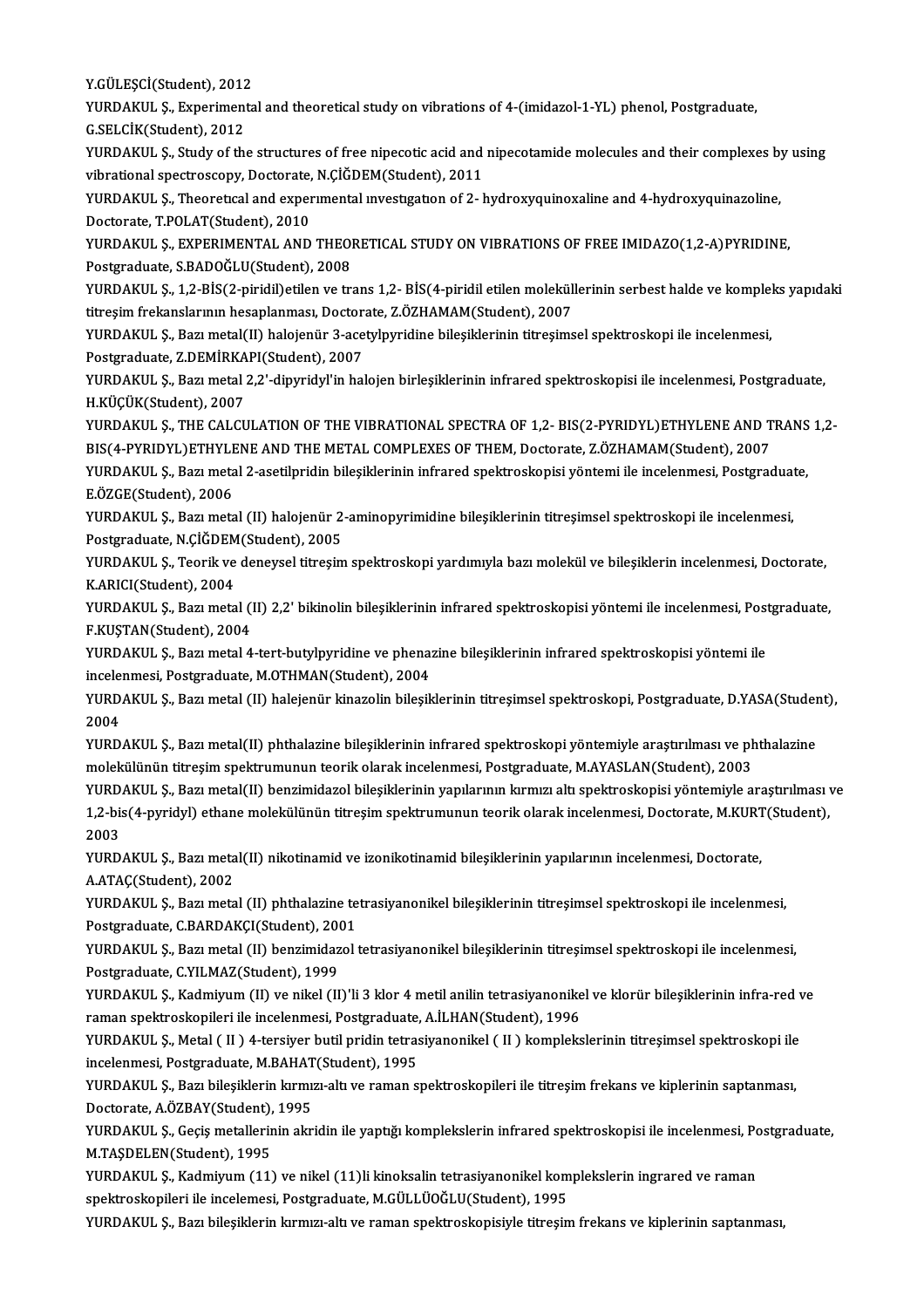Y.GÜLEŞCİ(Student), 2012

YURDAKUL Ş., Experimental and theoretical study on vibrations of 4-(imidazol-1-YL) phenol, Postgraduate, G.SELCİK(Student), 2012

YURDAKUL Ş., Study of the structures of free nipecotic acid and nipecotamide molecules and their complexes by using vibrational spectroscopy, Doctorate, N.ÇİĞDEM(Student), 2011

YURDAKUL Ş., Theoretıcal and experımental ınvestıgatıon of 2- hydroxyquinoxaline and 4-hydroxyquinazoline, Doctorate, T.POLAT(Student), 2010

YURDAKUL Ş., EXPERIMENTAL AND THEORETICAL STUDY ON VIBRATIONS OF FREE IMIDAZO(1,2-A)PYRIDINE, Postgraduate, S.BADOĞLU(Student), 2008

YURDAKUL Ş., 1,2-BİS(2-piridil)etilen ve trans 1,2- BİS(4-piridil etilen moleküllerinin serbest halde ve kompleks yapıdaki titreşim frekanslarının hesaplanması, Doctorate, Z.ÖZHAMAM(Student), 2007

YURDAKUL Ş., Bazı metal(II) halojenür 3-acetylpyridine bileşiklerinin titreşimsel spektroskopi ile incelenmesi, Postgraduate, Z.DEMİRKAPI(Student), 2007

YURDAKUL Ş., Bazı metal 2,2'-dipyridyl'in halojen birleşiklerinin infrared spektroskopisi ile incelenmesi, Postgraduate, H.KÜÇÜK(Student), 2007

YURDAKUL Ş., THE CALCULATION OF THE VIBRATIONAL SPECTRA OF 1,2- BIS(2-PYRIDYL)ETHYLENE AND TRANS 1,2-BIS(4-PYRIDYL)ETHYLENE AND THE METAL COMPLEXES OF THEM, Doctorate, Z.ÖZHAMAM(Student), 2007

YURDAKUL Ş., Bazı metal 2-asetilpridin bileşiklerinin infrared spektroskopisi yöntemi ile incelenmesi, Postgraduate, E.ÖZGE(Student), 2006

YURDAKUL Ş., Bazı metal (II) halojenür 2-aminopyrimidine bileşiklerinin titreşimsel spektroskopi ile incelenmesi, Postgraduate, N.ÇİĞDEM(Student), 2005

YURDAKUL Ş., Teorik ve deneysel titreşim spektroskopi yardımıyla bazı molekül ve bileşiklerin incelenmesi, Doctorate, K.ARICI(Student), 2004

YURDAKUL Ş., Bazı metal (II) 2,2' bikinolin bileşiklerinin infrared spektroskopisi yöntemi ile incelenmesi, Postgraduate, F.KUŞTAN(Student), 2004

YURDAKUL Ş., Bazı metal 4-tert-butylpyridine ve phenazine bileşiklerinin infrared spektroskopisi yöntemi ile incelenmesi, Postgraduate, M.OTHMAN(Student), 2004

YURDAKUL Ş., Bazı metal (II) halejenür kinazolin bileşiklerinin titreşimsel spektroskopi, Postgraduate, D.YASA(Student), 2004

YURDAKUL Ş., Bazı metal(II) phthalazine bileşiklerinin infrared spektroskopi yöntemiyle araştırılması ve phthalazine molekülünün titreşim spektrumunun teorik olarak incelenmesi, Postgraduate, M.AYASLAN(Student), 2003

YURDAKUL Ş., Bazı metal(II) benzimidazol bileşiklerinin yapılarının kırmızı altı spektroskopisi yöntemiyle araştırılması ve 1,2-bis(4-pyridyl) ethane molekülünün titreşim spektrumunun teorik olarak incelenmesi, Doctorate, M.KURT(Student), 2003

YURDAKUL Ş., Bazı metal(II) nikotinamid ve izonikotinamid bileşiklerinin yapılarının incelenmesi, Doctorate, A.ATAÇ(Student), 2002

YURDAKUL Ş., Bazı metal (II) phthalazine tetrasiyanonikel bileşiklerinin titreşimsel spektroskopi ile incelenmesi, Postgraduate, C.BARDAKÇI(Student), 2001

YURDAKUL Ş., Bazı metal (II) benzimidazol tetrasiyanonikel bileşiklerinin titreşimsel spektroskopi ile incelenmesi, Postgraduate, C.YILMAZ(Student), 1999

YURDAKUL Ş., Kadmiyum (II) ve nikel (II)'li 3 klor 4 metil anilin tetrasiyanonikel ve klorür bileşiklerinin infra-red ve raman spektroskopileri ile incelenmesi, Postgraduate, A.İLHAN(Student), 1996

YURDAKUL Ş., Metal ( II ) 4-tersiyer butil pridin tetrasiyanonikel ( II ) komplekslerinin titreşimsel spektroskopi ile incelenmesi, Postgraduate, M.BAHAT(Student), 1995

YURDAKUL Ş., Bazı bileşiklerin kırmızı-altı ve raman spektroskopileri ile titreşim frekans ve kiplerinin saptanması, Doctorate, A.ÖZBAY(Student), 1995

YURDAKUL Ş., Geçiş metallerinin akridin ile yaptığı komplekslerin infrared spektroskopisi ile incelenmesi, Postgraduate, M.TAŞDELEN(Student), 1995

YURDAKUL Ş., Kadmiyum (11) ve nikel (11)li kinoksalin tetrasiyanonikel komplekslerin ingrared ve raman spektroskopileri ile incelemesi, Postgraduate, M.GÜLLÜOĞLU(Student), 1995

YURDAKUL Ş., Bazı bileşiklerin kırmızı-altı ve raman spektroskopisiyle titreşim frekans ve kiplerinin saptanması,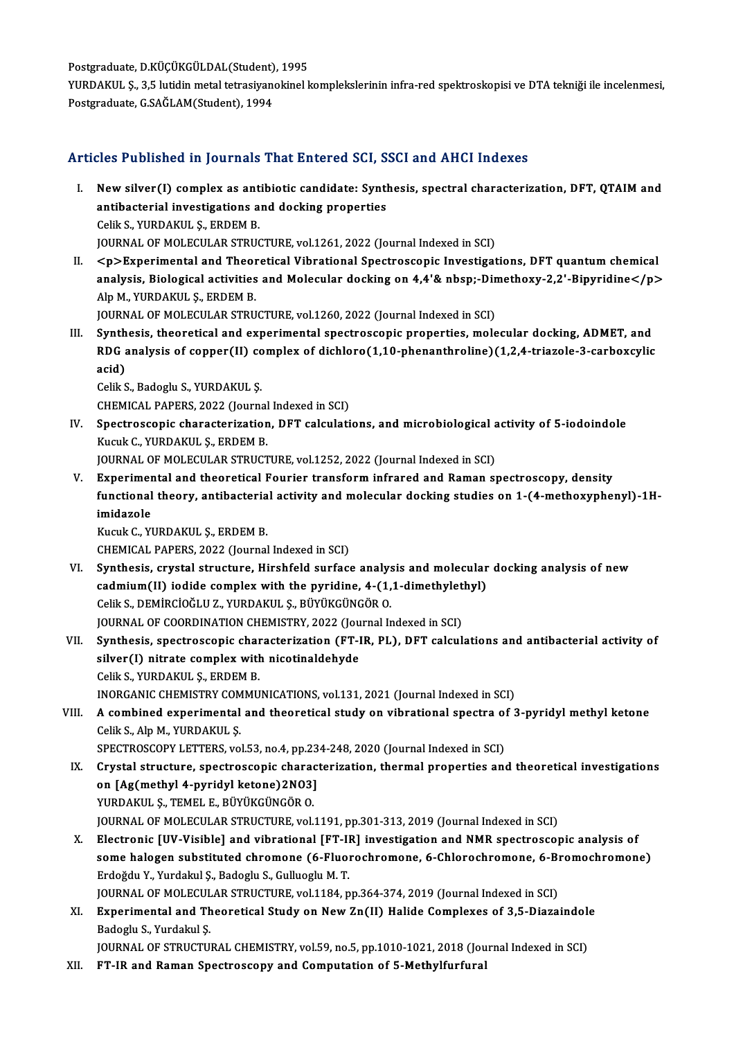Postgraduate, D.KÜÇÜKGÜLDAL(Student), 1995

YURDAKUL Ş., 3,5 lutidin metal tetrasiyanokinel komplekslerinin infra-red spektroskopisi ve DTA tekniği ile incelenmesi, Postgraduate, G.SAĞLAM(Student), 1994

## Articles Published in Journals That Entered SCI, SSCI and AHCI Indexes

I. **New silver(I) complex as antibiotic candidate: Synthesis, spectral characterization, DFT, QTAIM and antibacterial investigations and docking properties**
Celik S., YURDAKUL Ş., ERDEM B.
JOURNAL OF MOLECULAR STRUCTURE, vol.1261, 2022 (Journal Indexed in SCI)

II. **<p>Experimental and Theoretical Vibrational Spectroscopic Investigations, DFT quantum chemical analysis, Biological activities and Molecular docking on 4,4'& nbsp;-Dimethoxy-2,2'-Bipyridine</p>**
Alp M., YURDAKUL Ş., ERDEM B.
JOURNAL OF MOLECULAR STRUCTURE, vol.1260, 2022 (Journal Indexed in SCI)

III. **Synthesis, theoretical and experimental spectroscopic properties, molecular docking, ADMET, and RDG analysis of copper(II) complex of dichloro(1,10-phenanthroline)(1,2,4-triazole-3-carboxcylic acid)**
Celik S., Badoglu S., YURDAKUL Ş.
CHEMICAL PAPERS, 2022 (Journal Indexed in SCI)

IV. **Spectroscopic characterization, DFT calculations, and microbiological activity of 5-iodoindole**
Kucuk C., YURDAKUL Ş., ERDEM B.
JOURNAL OF MOLECULAR STRUCTURE, vol.1252, 2022 (Journal Indexed in SCI)

V. **Experimental and theoretical Fourier transform infrared and Raman spectroscopy, density functional theory, antibacterial activity and molecular docking studies on 1-(4-methoxyphenyl)-1H-imidazole**
Kucuk C., YURDAKUL Ş., ERDEM B.
CHEMICAL PAPERS, 2022 (Journal Indexed in SCI)

VI. **Synthesis, crystal structure, Hirshfeld surface analysis and molecular docking analysis of new cadmium(II) iodide complex with the pyridine, 4-(1,1-dimethylethyl)**
Celik S., DEMİRCİOĞLU Z., YURDAKUL Ş., BÜYÜKGÜNGÖR O.
JOURNAL OF COORDINATION CHEMISTRY, 2022 (Journal Indexed in SCI)

VII. **Synthesis, spectroscopic characterization (FT-IR, PL), DFT calculations and antibacterial activity of silver(I) nitrate complex with nicotinaldehyde**
Celik S., YURDAKUL Ş., ERDEM B.
INORGANIC CHEMISTRY COMMUNICATIONS, vol.131, 2021 (Journal Indexed in SCI)

VIII. **A combined experimental and theoretical study on vibrational spectra of 3-pyridyl methyl ketone**
Celik S., Alp M., YURDAKUL Ş.
SPECTROSCOPY LETTERS, vol.53, no.4, pp.234-248, 2020 (Journal Indexed in SCI)

IX. **Crystal structure, spectroscopic characterization, thermal properties and theoretical investigations on [Ag(methyl 4-pyridyl ketone)2NO3]**
YURDAKUL Ş., TEMEL E., BÜYÜKGÜNGÖR O.
JOURNAL OF MOLECULAR STRUCTURE, vol.1191, pp.301-313, 2019 (Journal Indexed in SCI)

X. **Electronic [UV-Visible] and vibrational [FT-IR] investigation and NMR spectroscopic analysis of some halogen substituted chromone (6-Fluorochromone, 6-Chlorochromone, 6-Bromochromone)**
Erdoğdu Y., Yurdakul Ş., Badoglu S., Gulluoglu M. T.
JOURNAL OF MOLECULAR STRUCTURE, vol.1184, pp.364-374, 2019 (Journal Indexed in SCI)

XI. **Experimental and Theoretical Study on New Zn(II) Halide Complexes of 3,5-Diazaindole**
Badoglu S., Yurdakul Ş.
JOURNAL OF STRUCTURAL CHEMISTRY, vol.59, no.5, pp.1010-1021, 2018 (Journal Indexed in SCI)

XII. **FT-IR and Raman Spectroscopy and Computation of 5-Methylfurfural**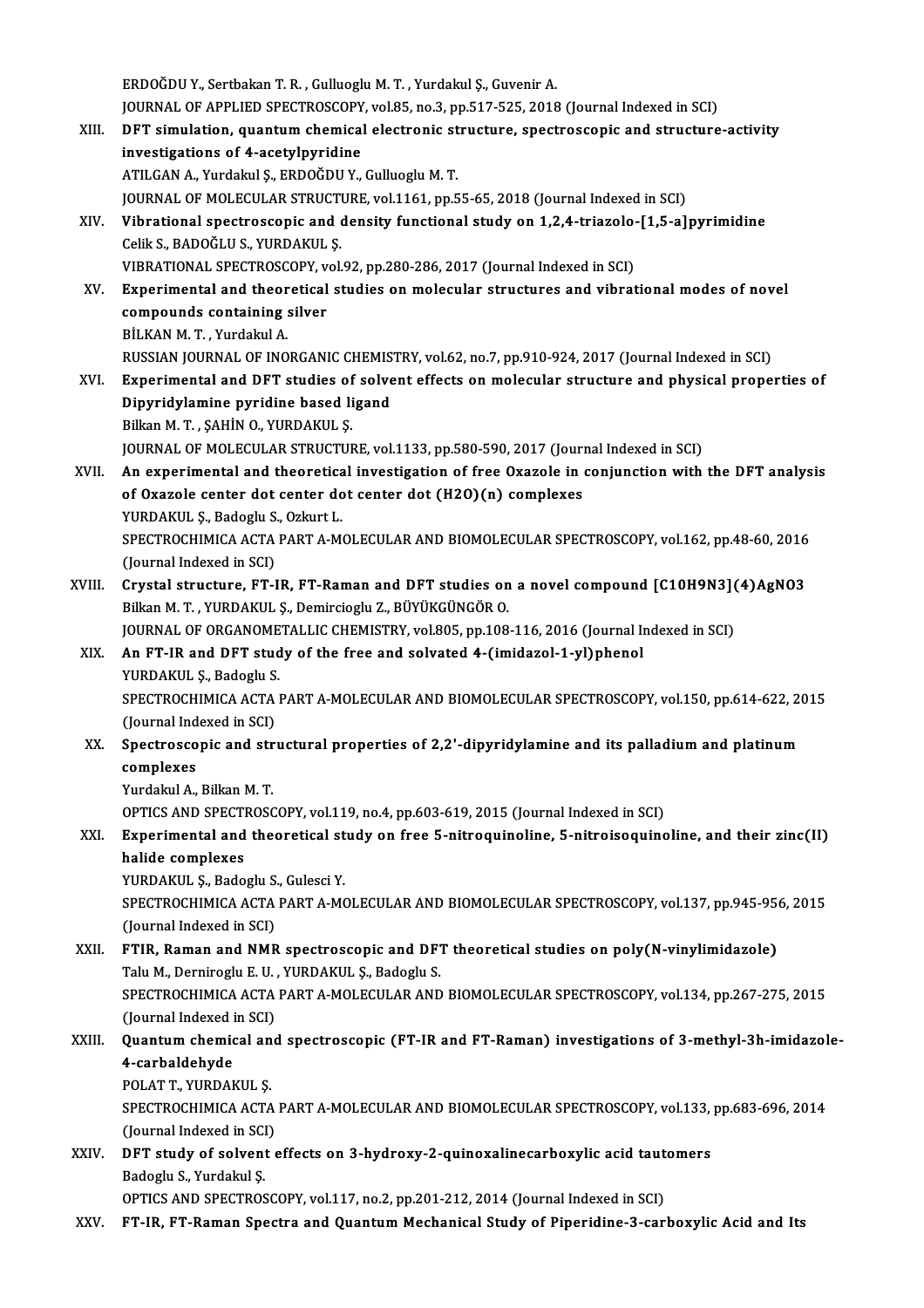ERDOĞDU Y., Sertbakan T. R. , Gulluoglu M. T. , Yurdakul Ş., Guvenir A.
JOURNAL OF APPLIED SPECTROSCOPY, vol.85, no.3, pp.517-525, 2018 (Journal Indexed in SCI)

XIII. **DFT simulation, quantum chemical electronic structure, spectroscopic and structure-activity investigations of 4-acetylpyridine**
ATILGAN A., Yurdakul Ş., ERDOĞDU Y., Gulluoglu M. T.
JOURNAL OF MOLECULAR STRUCTURE, vol.1161, pp.55-65, 2018 (Journal Indexed in SCI)

XIV. **Vibrational spectroscopic and density functional study on 1,2,4-triazolo-[1,5-a]pyrimidine**
Celik S., BADOĞLU S., YURDAKUL Ş.
VIBRATIONAL SPECTROSCOPY, vol.92, pp.280-286, 2017 (Journal Indexed in SCI)

XV. **Experimental and theoretical studies on molecular structures and vibrational modes of novel compounds containing silver**
BİLKAN M. T. , Yurdakul A.
RUSSIAN JOURNAL OF INORGANIC CHEMISTRY, vol.62, no.7, pp.910-924, 2017 (Journal Indexed in SCI)

XVI. **Experimental and DFT studies of solvent effects on molecular structure and physical properties of Dipyridylamine pyridine based ligand**
Bilkan M. T. , ŞAHİN O., YURDAKUL Ş.
JOURNAL OF MOLECULAR STRUCTURE, vol.1133, pp.580-590, 2017 (Journal Indexed in SCI)

XVII. **An experimental and theoretical investigation of free Oxazole in conjunction with the DFT analysis of Oxazole center dot center dot center dot (H2O)(n) complexes**
YURDAKUL Ş., Badoglu S., Ozkurt L.
SPECTROCHIMICA ACTA PART A-MOLECULAR AND BIOMOLECULAR SPECTROSCOPY, vol.162, pp.48-60, 2016 (Journal Indexed in SCI)

XVIII. **Crystal structure, FT-IR, FT-Raman and DFT studies on a novel compound [C10H9N3](4)AgNO3**
Bilkan M. T. , YURDAKUL Ş., Demircioglu Z., BÜYÜKGÜNGÖR O.
JOURNAL OF ORGANOMETALLIC CHEMISTRY, vol.805, pp.108-116, 2016 (Journal Indexed in SCI)

XIX. **An FT-IR and DFT study of the free and solvated 4-(imidazol-1-yl)phenol**
YURDAKUL Ş., Badoglu S.
SPECTROCHIMICA ACTA PART A-MOLECULAR AND BIOMOLECULAR SPECTROSCOPY, vol.150, pp.614-622, 2015 (Journal Indexed in SCI)

XX. **Spectroscopic and structural properties of 2,2'-dipyridylamine and its palladium and platinum complexes**
Yurdakul A., Bilkan M. T.
OPTICS AND SPECTROSCOPY, vol.119, no.4, pp.603-619, 2015 (Journal Indexed in SCI)

XXI. **Experimental and theoretical study on free 5-nitroquinoline, 5-nitroisoquinoline, and their zinc(II) halide complexes**
YURDAKUL Ş., Badoglu S., Gulesci Y.
SPECTROCHIMICA ACTA PART A-MOLECULAR AND BIOMOLECULAR SPECTROSCOPY, vol.137, pp.945-956, 2015 (Journal Indexed in SCI)

XXII. **FTIR, Raman and NMR spectroscopic and DFT theoretical studies on poly(N-vinylimidazole)**
Talu M., Derniroglu E. U. , YURDAKUL Ş., Badoglu S.
SPECTROCHIMICA ACTA PART A-MOLECULAR AND BIOMOLECULAR SPECTROSCOPY, vol.134, pp.267-275, 2015 (Journal Indexed in SCI)

XXIII. **Quantum chemical and spectroscopic (FT-IR and FT-Raman) investigations of 3-methyl-3h-imidazole-4-carbaldehyde**
POLAT T., YURDAKUL Ş.
SPECTROCHIMICA ACTA PART A-MOLECULAR AND BIOMOLECULAR SPECTROSCOPY, vol.133, pp.683-696, 2014 (Journal Indexed in SCI)

XXIV. **DFT study of solvent effects on 3-hydroxy-2-quinoxalinecarboxylic acid tautomers**
Badoglu S., Yurdakul Ş.
OPTICS AND SPECTROSCOPY, vol.117, no.2, pp.201-212, 2014 (Journal Indexed in SCI)

XXV. **FT-IR, FT-Raman Spectra and Quantum Mechanical Study of Piperidine-3-carboxylic Acid and Its**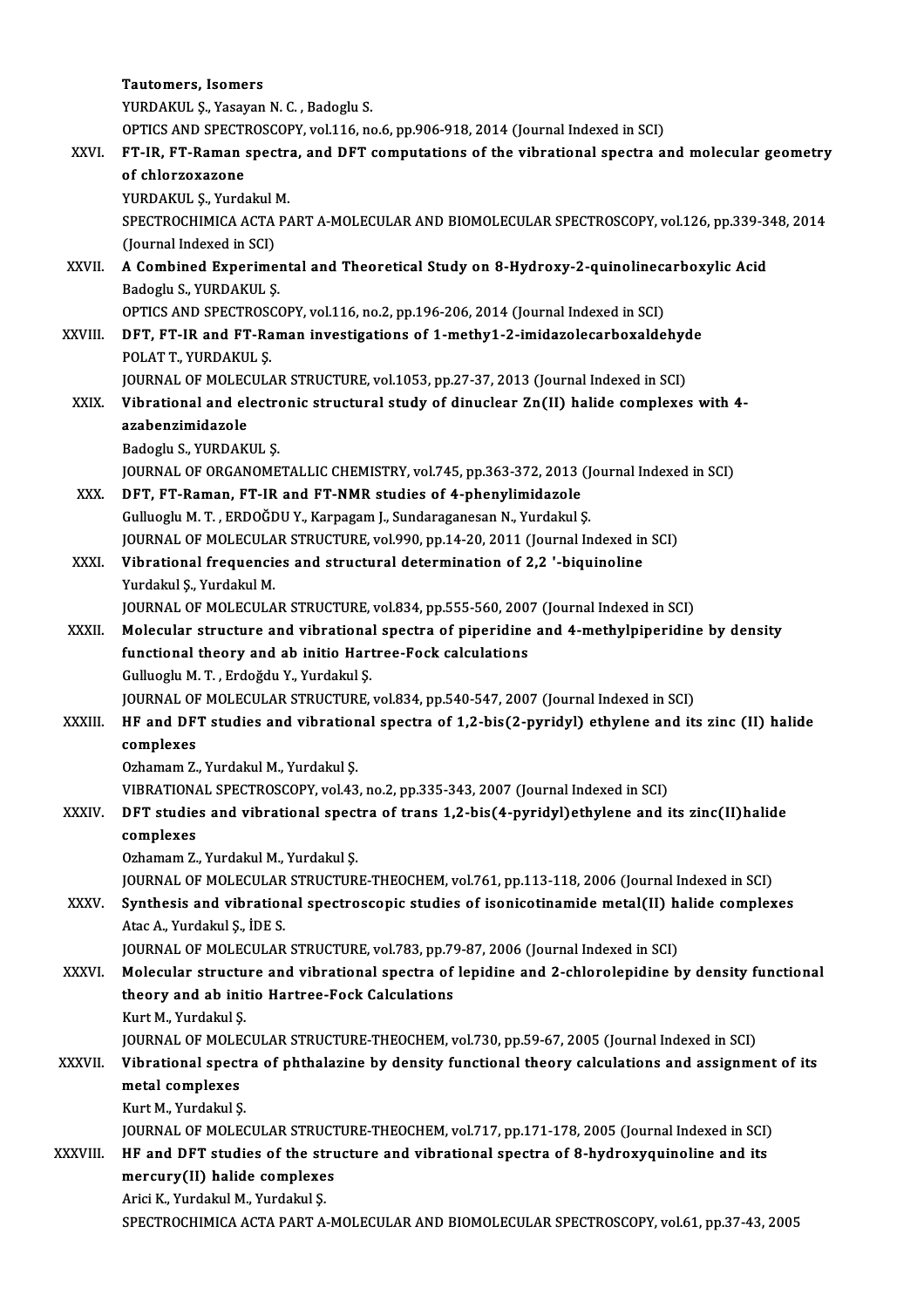**Tautomers, Isomers**
YURDAKUL Ş., Yasayan N. C. , Badoglu S.
OPTICS AND SPECTROSCOPY, vol.116, no.6, pp.906-918, 2014 (Journal Indexed in SCI)

XXVI. **FT-IR, FT-Raman spectra, and DFT computations of the vibrational spectra and molecular geometry of chlorzoxazone**
YURDAKUL Ş., Yurdakul M.
SPECTROCHIMICA ACTA PART A-MOLECULAR AND BIOMOLECULAR SPECTROSCOPY, vol.126, pp.339-348, 2014 (Journal Indexed in SCI)

XXVII. **A Combined Experimental and Theoretical Study on 8-Hydroxy-2-quinolinecarboxylic Acid**
Badoglu S., YURDAKUL Ş.
OPTICS AND SPECTROSCOPY, vol.116, no.2, pp.196-206, 2014 (Journal Indexed in SCI)

XXVIII. **DFT, FT-IR and FT-Raman investigations of 1-methy1-2-imidazolecarboxaldehyde**
POLAT T., YURDAKUL Ş.
JOURNAL OF MOLECULAR STRUCTURE, vol.1053, pp.27-37, 2013 (Journal Indexed in SCI)

XXIX. **Vibrational and electronic structural study of dinuclear Zn(II) halide complexes with 4-azabenzimidazole**
Badoglu S., YURDAKUL Ş.
JOURNAL OF ORGANOMETALLIC CHEMISTRY, vol.745, pp.363-372, 2013 (Journal Indexed in SCI)

XXX. **DFT, FT-Raman, FT-IR and FT-NMR studies of 4-phenylimidazole**
Gulluoglu M. T. , ERDOĞDU Y., Karpagam J., Sundaraganesan N., Yurdakul Ş.
JOURNAL OF MOLECULAR STRUCTURE, vol.990, pp.14-20, 2011 (Journal Indexed in SCI)

XXXI. **Vibrational frequencies and structural determination of 2,2 '-biquinoline**
Yurdakul Ş., Yurdakul M.
JOURNAL OF MOLECULAR STRUCTURE, vol.834, pp.555-560, 2007 (Journal Indexed in SCI)

XXXII. **Molecular structure and vibrational spectra of piperidine and 4-methylpiperidine by density functional theory and ab initio Hartree-Fock calculations**
Gulluoglu M. T. , Erdoğdu Y., Yurdakul Ş.
JOURNAL OF MOLECULAR STRUCTURE, vol.834, pp.540-547, 2007 (Journal Indexed in SCI)

XXXIII. **HF and DFT studies and vibrational spectra of 1,2-bis(2-pyridyl) ethylene and its zinc (II) halide complexes**
Ozhamam Z., Yurdakul M., Yurdakul Ş.
VIBRATIONAL SPECTROSCOPY, vol.43, no.2, pp.335-343, 2007 (Journal Indexed in SCI)

XXXIV. **DFT studies and vibrational spectra of trans 1,2-bis(4-pyridyl)ethylene and its zinc(II)halide complexes**
Ozhamam Z., Yurdakul M., Yurdakul Ş.
JOURNAL OF MOLECULAR STRUCTURE-THEOCHEM, vol.761, pp.113-118, 2006 (Journal Indexed in SCI)

XXXV. **Synthesis and vibrational spectroscopic studies of isonicotinamide metal(II) halide complexes**
Atac A., Yurdakul Ş., İDE S.
JOURNAL OF MOLECULAR STRUCTURE, vol.783, pp.79-87, 2006 (Journal Indexed in SCI)

XXXVI. **Molecular structure and vibrational spectra of lepidine and 2-chlorolepidine by density functional theory and ab initio Hartree-Fock Calculations**
Kurt M., Yurdakul Ş.
JOURNAL OF MOLECULAR STRUCTURE-THEOCHEM, vol.730, pp.59-67, 2005 (Journal Indexed in SCI)

XXXVII. **Vibrational spectra of phthalazine by density functional theory calculations and assignment of its metal complexes**
Kurt M., Yurdakul Ş.
JOURNAL OF MOLECULAR STRUCTURE-THEOCHEM, vol.717, pp.171-178, 2005 (Journal Indexed in SCI)

XXXVIII. **HF and DFT studies of the structure and vibrational spectra of 8-hydroxyquinoline and its mercury(II) halide complexes**
Arici K., Yurdakul M., Yurdakul Ş.
SPECTROCHIMICA ACTA PART A-MOLECULAR AND BIOMOLECULAR SPECTROSCOPY, vol.61, pp.37-43, 2005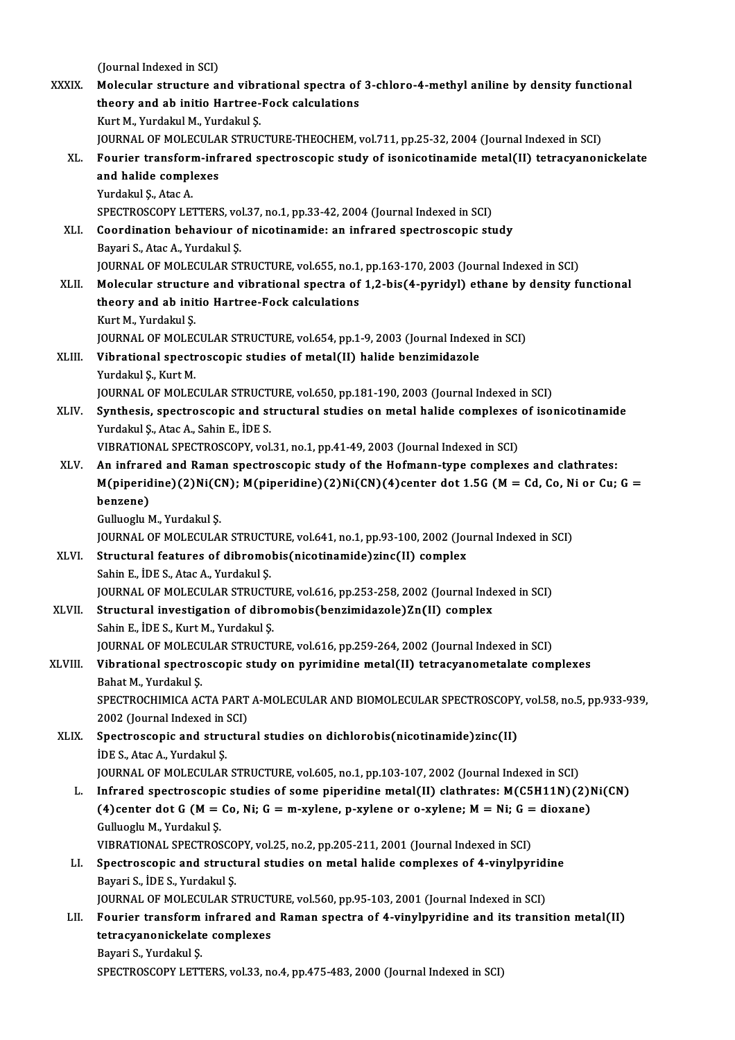(Journal Indexed in SCI)

XXXIX. **Molecular structure and vibrational spectra of 3-chloro-4-methyl aniline by density functional theory and ab initio Hartree-Fock calculations**
Kurt M., Yurdakul M., Yurdakul Ş.
JOURNAL OF MOLECULAR STRUCTURE-THEOCHEM, vol.711, pp.25-32, 2004 (Journal Indexed in SCI)

XL. **Fourier transform-infrared spectroscopic study of isonicotinamide metal(II) tetracyanonickelate and halide complexes**
Yurdakul Ş., Atac A.
SPECTROSCOPY LETTERS, vol.37, no.1, pp.33-42, 2004 (Journal Indexed in SCI)

XLI. **Coordination behaviour of nicotinamide: an infrared spectroscopic study**
Bayari S., Atac A., Yurdakul Ş.
JOURNAL OF MOLECULAR STRUCTURE, vol.655, no.1, pp.163-170, 2003 (Journal Indexed in SCI)

XLII. **Molecular structure and vibrational spectra of 1,2-bis(4-pyridyl) ethane by density functional theory and ab initio Hartree-Fock calculations**
Kurt M., Yurdakul Ş.
JOURNAL OF MOLECULAR STRUCTURE, vol.654, pp.1-9, 2003 (Journal Indexed in SCI)

XLIII. **Vibrational spectroscopic studies of metal(II) halide benzimidazole**
Yurdakul Ş., Kurt M.
JOURNAL OF MOLECULAR STRUCTURE, vol.650, pp.181-190, 2003 (Journal Indexed in SCI)

XLIV. **Synthesis, spectroscopic and structural studies on metal halide complexes of isonicotinamide**
Yurdakul Ş., Atac A., Sahin E., İDE S.
VIBRATIONAL SPECTROSCOPY, vol.31, no.1, pp.41-49, 2003 (Journal Indexed in SCI)

XLV. **An infrared and Raman spectroscopic study of the Hofmann-type complexes and clathrates: M(piperidine)(2)Ni(CN); M(piperidine)(2)Ni(CN)(4)center dot 1.5G (M = Cd, Co, Ni or Cu; G = benzene)**
Gulluoglu M., Yurdakul Ş.
JOURNAL OF MOLECULAR STRUCTURE, vol.641, no.1, pp.93-100, 2002 (Journal Indexed in SCI)

XLVI. **Structural features of dibromobis(nicotinamide)zinc(II) complex**
Sahin E., İDE S., Atac A., Yurdakul Ş.
JOURNAL OF MOLECULAR STRUCTURE, vol.616, pp.253-258, 2002 (Journal Indexed in SCI)

XLVII. **Structural investigation of dibromobis(benzimidazole)Zn(II) complex**
Sahin E., İDE S., Kurt M., Yurdakul Ş.
JOURNAL OF MOLECULAR STRUCTURE, vol.616, pp.259-264, 2002 (Journal Indexed in SCI)

XLVIII. **Vibrational spectroscopic study on pyrimidine metal(II) tetracyanometalate complexes**
Bahat M., Yurdakul Ş.
SPECTROCHIMICA ACTA PART A-MOLECULAR AND BIOMOLECULAR SPECTROSCOPY, vol.58, no.5, pp.933-939, 2002 (Journal Indexed in SCI)

XLIX. **Spectroscopic and structural studies on dichlorobis(nicotinamide)zinc(II)**
İDE S., Atac A., Yurdakul Ş.
JOURNAL OF MOLECULAR STRUCTURE, vol.605, no.1, pp.103-107, 2002 (Journal Indexed in SCI)

L. **Infrared spectroscopic studies of some piperidine metal(II) clathrates: M(C5H11N)(2)Ni(CN)(4)center dot G (M = Co, Ni; G = m-xylene, p-xylene or o-xylene; M = Ni; G = dioxane)**
Gulluoglu M., Yurdakul Ş.
VIBRATIONAL SPECTROSCOPY, vol.25, no.2, pp.205-211, 2001 (Journal Indexed in SCI)

LI. **Spectroscopic and structural studies on metal halide complexes of 4-vinylpyridine**
Bayari S., İDE S., Yurdakul Ş.
JOURNAL OF MOLECULAR STRUCTURE, vol.560, pp.95-103, 2001 (Journal Indexed in SCI)

LII. **Fourier transform infrared and Raman spectra of 4-vinylpyridine and its transition metal(II) tetracyanonickelate complexes**
Bayari S., Yurdakul Ş.
SPECTROSCOPY LETTERS, vol.33, no.4, pp.475-483, 2000 (Journal Indexed in SCI)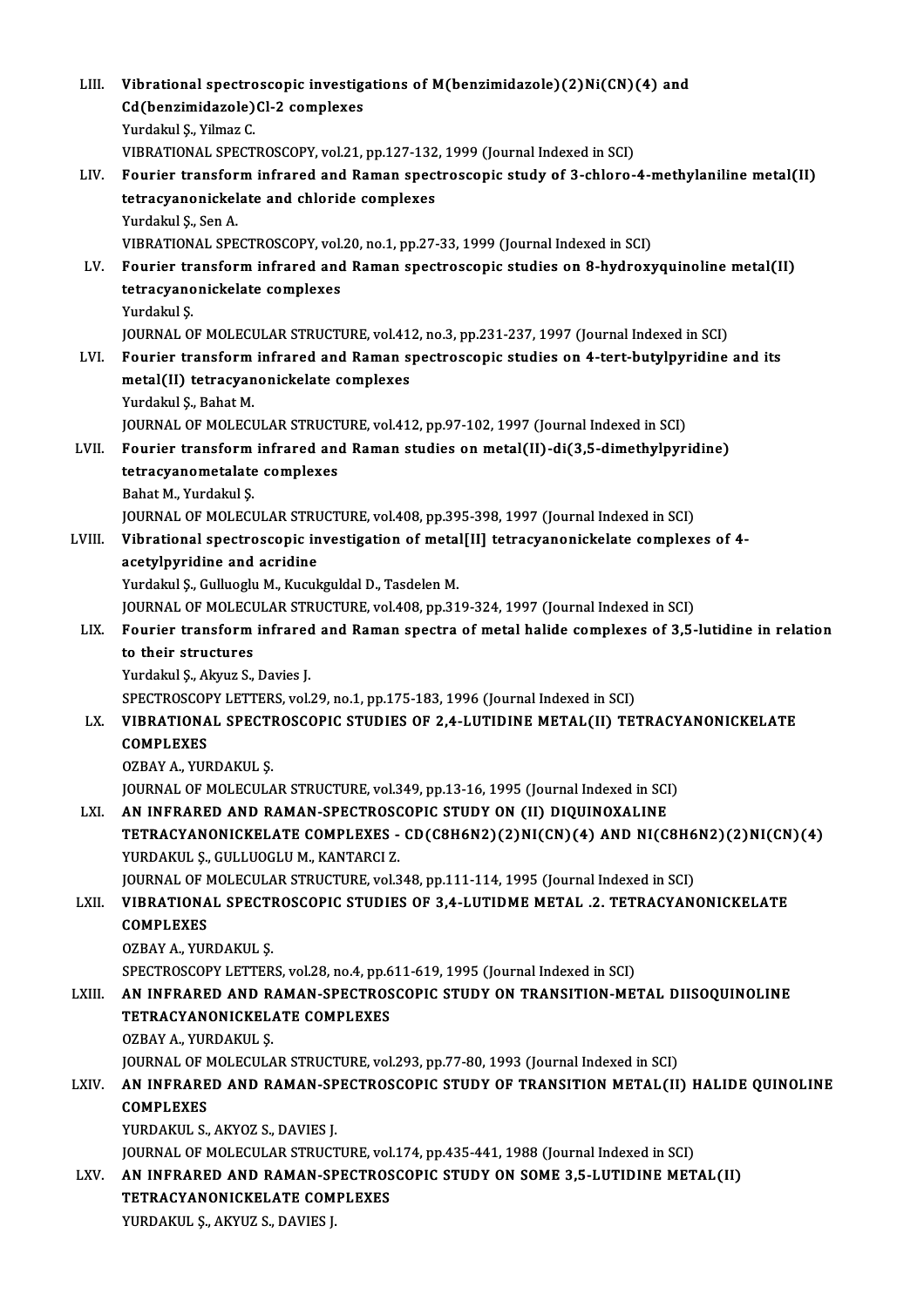LIII. **Vibrational spectroscopic investigations of M(benzimidazole)(2)Ni(CN)(4) and Cd(benzimidazole)Cl-2 complexes**
Yurdakul Ş., Yilmaz C.
VIBRATIONAL SPECTROSCOPY, vol.21, pp.127-132, 1999 (Journal Indexed in SCI)

LIV. **Fourier transform infrared and Raman spectroscopic study of 3-chloro-4-methylaniline metal(II) tetracyanonickelate and chloride complexes**
Yurdakul Ş., Sen A.
VIBRATIONAL SPECTROSCOPY, vol.20, no.1, pp.27-33, 1999 (Journal Indexed in SCI)

LV. **Fourier transform infrared and Raman spectroscopic studies on 8-hydroxyquinoline metal(II) tetracyanonickelate complexes**
Yurdakul Ş.
JOURNAL OF MOLECULAR STRUCTURE, vol.412, no.3, pp.231-237, 1997 (Journal Indexed in SCI)

LVI. **Fourier transform infrared and Raman spectroscopic studies on 4-tert-butylpyridine and its metal(II) tetracyanonickelate complexes**
Yurdakul Ş., Bahat M.
JOURNAL OF MOLECULAR STRUCTURE, vol.412, pp.97-102, 1997 (Journal Indexed in SCI)

LVII. **Fourier transform infrared and Raman studies on metal(II)-di(3,5-dimethylpyridine) tetracyanometalate complexes**
Bahat M., Yurdakul Ş.
JOURNAL OF MOLECULAR STRUCTURE, vol.408, pp.395-398, 1997 (Journal Indexed in SCI)

LVIII. **Vibrational spectroscopic investigation of metal[II] tetracyanonickelate complexes of 4-acetylpyridine and acridine**
Yurdakul Ş., Gulluoglu M., Kucukguldal D., Tasdelen M.
JOURNAL OF MOLECULAR STRUCTURE, vol.408, pp.319-324, 1997 (Journal Indexed in SCI)

LIX. **Fourier transform infrared and Raman spectra of metal halide complexes of 3,5-lutidine in relation to their structures**
Yurdakul Ş., Akyuz S., Davies J.
SPECTROSCOPY LETTERS, vol.29, no.1, pp.175-183, 1996 (Journal Indexed in SCI)

LX. **VIBRATIONAL SPECTROSCOPIC STUDIES OF 2,4-LUTIDINE METAL(II) TETRACYANONICKELATE COMPLEXES**
OZBAY A., YURDAKUL Ş.
JOURNAL OF MOLECULAR STRUCTURE, vol.349, pp.13-16, 1995 (Journal Indexed in SCI)

LXI. **AN INFRARED AND RAMAN-SPECTROSCOPIC STUDY ON (II) DIQUINOXALINE TETRACYANONICKELATE COMPLEXES - CD(C8H6N2)(2)NI(CN)(4) AND NI(C8H6N2)(2)NI(CN)(4)**
YURDAKUL Ş., GULLUOGLU M., KANTARCI Z.
JOURNAL OF MOLECULAR STRUCTURE, vol.348, pp.111-114, 1995 (Journal Indexed in SCI)

LXII. **VIBRATIONAL SPECTROSCOPIC STUDIES OF 3,4-LUTIDME METAL .2. TETRACYANONICKELATE COMPLEXES**
OZBAY A., YURDAKUL Ş.
SPECTROSCOPY LETTERS, vol.28, no.4, pp.611-619, 1995 (Journal Indexed in SCI)

LXIII. **AN INFRARED AND RAMAN-SPECTROSCOPIC STUDY ON TRANSITION-METAL DIISOQUINOLINE TETRACYANONICKELATE COMPLEXES**
OZBAY A., YURDAKUL Ş.
JOURNAL OF MOLECULAR STRUCTURE, vol.293, pp.77-80, 1993 (Journal Indexed in SCI)

LXIV. **AN INFRARED AND RAMAN-SPECTROSCOPIC STUDY OF TRANSITION METAL(II) HALIDE QUINOLINE COMPLEXES**
YURDAKUL S., AKYOZ S., DAVIES J.
JOURNAL OF MOLECULAR STRUCTURE, vol.174, pp.435-441, 1988 (Journal Indexed in SCI)

LXV. **AN INFRARED AND RAMAN-SPECTROSCOPIC STUDY ON SOME 3,5-LUTIDINE METAL(II) TETRACYANONICKELATE COMPLEXES**
YURDAKUL Ş., AKYUZ S., DAVIES J.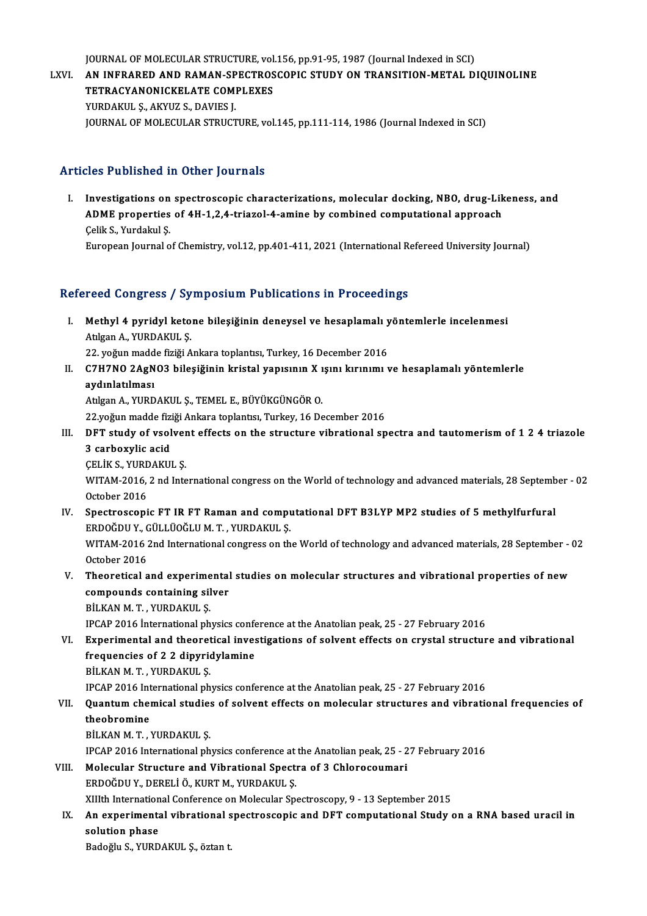JOURNAL OF MOLECULAR STRUCTURE, vol.156, pp.91-95, 1987 (Journal Indexed in SCI)

LXVI. **AN INFRARED AND RAMAN-SPECTROSCOPIC STUDY ON TRANSITION-METAL DIQUINOLINE TETRACYANONICKELATE COMPLEXES**
YURDAKUL Ş., AKYUZ S., DAVIES J.
JOURNAL OF MOLECULAR STRUCTURE, vol.145, pp.111-114, 1986 (Journal Indexed in SCI)

## Articles Published in Other Journals

I. **Investigations on spectroscopic characterizations, molecular docking, NBO, drug-Likeness, and ADME properties of 4H-1,2,4-triazol-4-amine by combined computational approach**
Çelik S., Yurdakul Ş.
European Journal of Chemistry, vol.12, pp.401-411, 2021 (International Refereed University Journal)

## Refereed Congress / Symposium Publications in Proceedings

I. **Methyl 4 pyridyl ketone bileşiğinin deneysel ve hesaplamalı yöntemlerle incelenmesi**
Atılgan A., YURDAKUL Ş.
22. yoğun madde fiziği Ankara toplantısı, Turkey, 16 December 2016

II. **C7H7NO 2AgNO3 bileşiğinin kristal yapısının X ışını kırınımı ve hesaplamalı yöntemlerle aydınlatılması**
Atılgan A., YURDAKUL Ş., TEMEL E., BÜYÜKGÜNGÖR O.
22.yoğun madde fiziği Ankara toplantısı, Turkey, 16 December 2016

III. **DFT study of vsolvent effects on the structure vibrational spectra and tautomerism of 1 2 4 triazole 3 carboxylic acid**
ÇELİK S., YURDAKUL Ş.
WITAM-2016, 2 nd International congress on the World of technology and advanced materials, 28 September - 02 October 2016

IV. **Spectroscopic FT IR FT Raman and computational DFT B3LYP MP2 studies of 5 methylfurfural**
ERDOĞDU Y., GÜLLÜOĞLU M. T. , YURDAKUL Ş.
WITAM-2016 2nd International congress on the World of technology and advanced materials, 28 September - 02 October 2016

V. **Theoretical and experimental studies on molecular structures and vibrational properties of new compounds containing silver**
BİLKAN M. T. , YURDAKUL Ş.
IPCAP 2016 İnternational physics conference at the Anatolian peak, 25 - 27 February 2016

VI. **Experimental and theoretical investigations of solvent effects on crystal structure and vibrational frequencies of 2 2 dipyridylamine**
BİLKAN M. T. , YURDAKUL Ş.
IPCAP 2016 International physics conference at the Anatolian peak, 25 - 27 February 2016

VII. **Quantum chemical studies of solvent effects on molecular structures and vibrational frequencies of theobromine**
BİLKAN M. T. , YURDAKUL Ş.
IPCAP 2016 International physics conference at the Anatolian peak, 25 - 27 February 2016

VIII. **Molecular Structure and Vibrational Spectra of 3 Chlorocoumari**
ERDOĞDU Y., DERELİ Ö., KURT M., YURDAKUL Ş.
XIIIth International Conference on Molecular Spectroscopy, 9 - 13 September 2015

IX. **An experimental vibrational spectroscopic and DFT computational Study on a RNA based uracil in solution phase**
Badoğlu S., YURDAKUL Ş., öztan t.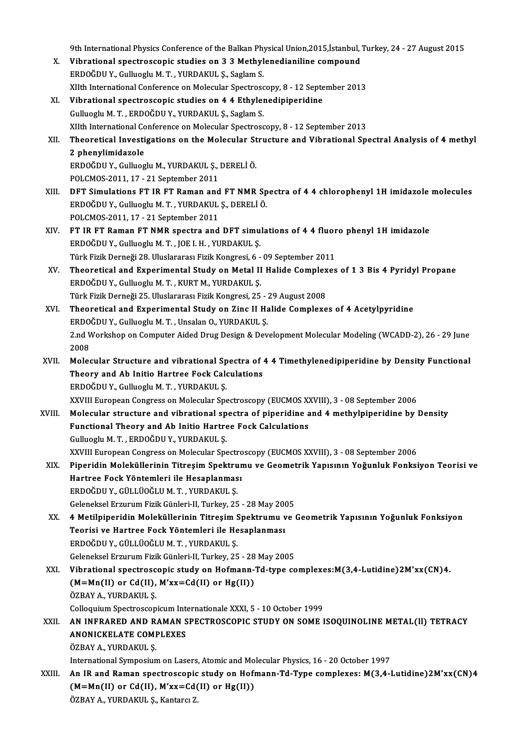9th International Physics Conference of the Balkan Physical Union,2015,İstanbul, Turkey, 24 - 27 August 2015

X. **Vibrational spectroscopic studies on 3 3 Methylenedianiline compound**
ERDOĞDU Y., Gulluoglu M. T. , YURDAKUL Ş., Saglam S.
XIIth International Conference on Molecular Spectroscopy, 8 - 12 September 2013

XI. **Vibrational spectroscopic studies on 4 4 Ethylenedipiperidine**
Gulluoglu M. T. , ERDOĞDU Y., YURDAKUL Ş., Saglam S.
XIIth International Conference on Molecular Spectroscopy, 8 - 12 September 2013

XII. **Theoretical Investigations on the Molecular Structure and Vibrational Spectral Analysis of 4 methyl 2 phenylimidazole**
ERDOĞDU Y., Gulluoglu M., YURDAKUL Ş., DERELİ Ö.
POLCMOS-2011, 17 - 21 September 2011

XIII. **DFT Simulations FT IR FT Raman and FT NMR Spectra of 4 4 chlorophenyl 1H imidazole molecules**
ERDOĞDU Y., Gulluoglu M. T. , YURDAKUL Ş., DERELİ Ö.
POLCMOS-2011, 17 - 21 September 2011

XIV. **FT IR FT Raman FT NMR spectra and DFT simulations of 4 4 fluoro phenyl 1H imidazole**
ERDOĞDU Y., Gulluoglu M. T. , JOE I. H. , YURDAKUL Ş.
Türk Fizik Derneği 28. Uluslararası Fizik Kongresi, 6 - 09 September 2011

XV. **Theoretical and Experimental Study on Metal II Halide Complexes of 1 3 Bis 4 Pyridyl Propane**
ERDOĞDU Y., Gulluoglu M. T. , KURT M., YURDAKUL Ş.
Türk Fizik Derneği 25. Uluslararası Fizik Kongresi, 25 - 29 August 2008

XVI. **Theoretical and Experimental Study on Zinc II Halide Complexes of 4 Acetylpyridine**
ERDOĞDU Y., Gulluoglu M. T. , Unsalan O., YURDAKUL Ş.
2.nd Workshop on Computer Aided Drug Design & Development Molecular Modeling (WCADD-2), 26 - 29 June 2008

XVII. **Molecular Structure and vibrational Spectra of 4 4 Timethylenedipiperidine by Density Functional Theory and Ab Initio Hartree Fock Calculations**
ERDOĞDU Y., Gulluoglu M. T. , YURDAKUL Ş.
XXVIII European Congress on Molecular Spectroscopy (EUCMOS XXVIII), 3 - 08 September 2006

XVIII. **Molecular structure and vibrational spectra of piperidine and 4 methylpiperidine by Density Functional Theory and Ab Initio Hartree Fock Calculations**
Gulluoglu M. T. , ERDOĞDU Y., YURDAKUL Ş.
XXVIII European Congress on Molecular Spectroscopy (EUCMOS XXVIII), 3 - 08 September 2006

XIX. **Piperidin Moleküllerinin Titreşim Spektrumu ve Geometrik Yapısının Yoğunluk Fonksiyon Teorisi ve Hartree Fock Yöntemleri ile Hesaplanması**
ERDOĞDU Y., GÜLLÜOĞLU M. T. , YURDAKUL Ş.
Geleneksel Erzurum Fizik Günleri-II, Turkey, 25 - 28 May 2005

XX. **4 Metilpiperidin Moleküllerinin Titreşim Spektrumu ve Geometrik Yapısının Yoğunluk Fonksiyon Teorisi ve Hartree Fock Yöntemleri ile Hesaplanması**
ERDOĞDU Y., GÜLLÜOĞLU M. T. , YURDAKUL Ş.
Geleneksel Erzurum Fizik Günleri-II, Turkey, 25 - 28 May 2005

XXI. **Vibrational spectroscopic study on Hofmann-Td-type complexes:M(3,4-Lutidine)2M'xx(CN)4. (M=Mn(II) or Cd(II), M'xx=Cd(II) or Hg(II))**
ÖZBAY A., YURDAKUL Ş.
Colloquium Spectroscopicum Internationale XXXI, 5 - 10 October 1999

XXII. **AN INFRARED AND RAMAN SPECTROSCOPIC STUDY ON SOME ISOQUINOLINE METAL(Il) TETRACY ANONICKELATE COMPLEXES**
ÖZBAY A., YURDAKUL Ş.
International Symposium on Lasers, Atomic and Molecular Physics, 16 - 20 October 1997

XXIII. **An IR and Raman spectroscopic study on Hofmann-Td-Type complexes: M(3,4-Lutidine)2M'xx(CN)4 (M=Mn(II) or Cd(II), M'xx=Cd(II) or Hg(II))**
ÖZBAY A., YURDAKUL Ş., Kantarcı Z.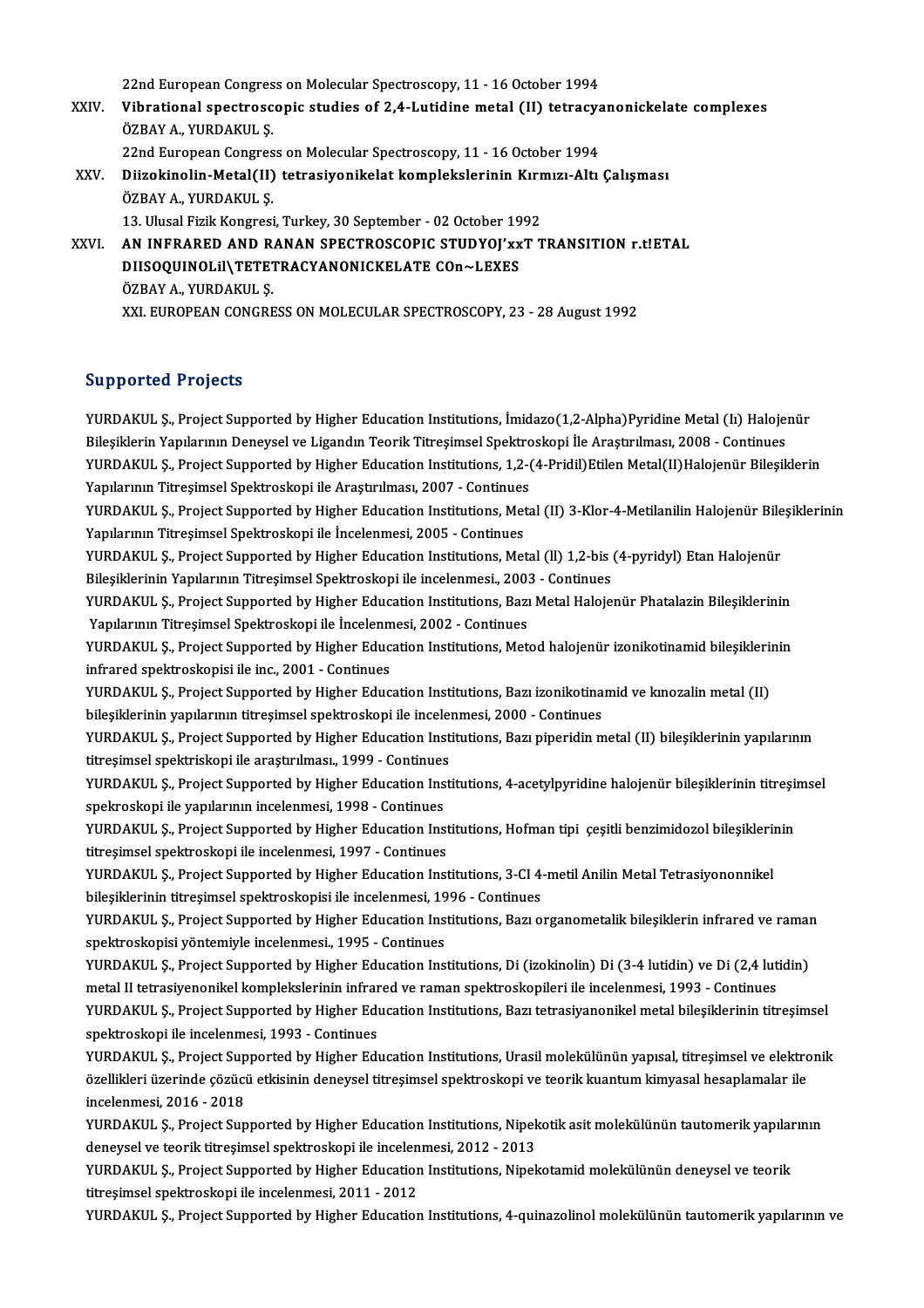22nd European Congress on Molecular Spectroscopy, 11 - 16 October 1994

XXIV. **Vibrational spectroscopic studies of 2,4-Lutidine metal (II) tetracyanonickelate complexes**
ÖZBAY A., YURDAKUL Ş.
22nd European Congress on Molecular Spectroscopy, 11 - 16 October 1994

XXV. **Diizokinolin-Metal(II) tetrasiyonikelat komplekslerinin Kırmızı-Altı Çalışması**
ÖZBAY A., YURDAKUL Ş.
13. Ulusal Fizik Kongresi, Turkey, 30 September - 02 October 1992

XXVI. **AN INFRARED AND RANAN SPECTROSCOPIC STUDYOJ'xxT TRANSITION r.t!ETAL DIISOQUINOLil\TETETRACYANONICKELATE COn~LEXES**
ÖZBAY A., YURDAKUL Ş.
XXI. EUROPEAN CONGRESS ON MOLECULAR SPECTROSCOPY, 23 - 28 August 1992

## Supported Projects

YURDAKUL Ş., Project Supported by Higher Education Institutions, İmidazo(1,2-Alpha)Pyridine Metal (Iı) Halojenür Bileşiklerin Yapılarının Deneysel ve Ligandın Teorik Titreşimsel Spektroskopi İle Araştırılması, 2008 - Continues

YURDAKUL Ş., Project Supported by Higher Education Institutions, 1,2-(4-Pridil)Etilen Metal(II)Halojenür Bileşiklerin Yapılarının Titreşimsel Spektroskopi ile Araştırılması, 2007 - Continues

YURDAKUL Ş., Project Supported by Higher Education Institutions, Metal (II) 3-Klor-4-Metilanilin Halojenür Bileşiklerinin Yapılarının Titreşimsel Spektroskopi ile İncelenmesi, 2005 - Continues

YURDAKUL Ş., Project Supported by Higher Education Institutions, Metal (ll) 1,2-bis (4-pyridyl) Etan Halojenür Bileşiklerinin Yapılarının Titreşimsel Spektroskopi ile incelenmesi., 2003 - Continues

YURDAKUL Ş., Project Supported by Higher Education Institutions, Bazı Metal Halojenür Phatalazin Bileşiklerinin Yapılarının Titreşimsel Spektroskopi ile İncelenmesi, 2002 - Continues

YURDAKUL Ş., Project Supported by Higher Education Institutions, Metod halojenür izonikotinamid bileşiklerinin infrared spektroskopisi ile inc., 2001 - Continues

YURDAKUL Ş., Project Supported by Higher Education Institutions, Bazı izonikotinamid ve kınozalin metal (II) bileşiklerinin yapılarının titreşimsel spektroskopi ile incelenmesi, 2000 - Continues

YURDAKUL Ş., Project Supported by Higher Education Institutions, Bazı piperidin metal (II) bileşiklerinin yapılarının titreşimsel spektriskopi ile araştırılması., 1999 - Continues

YURDAKUL Ş., Project Supported by Higher Education Institutions, 4-acetylpyridine halojenür bileşiklerinin titreşimsel spekroskopi ile yapılarının incelenmesi, 1998 - Continues

YURDAKUL Ş., Project Supported by Higher Education Institutions, Hofman tipi çeşitli benzimidozol bileşiklerinin titreşimsel spektroskopi ile incelenmesi, 1997 - Continues

YURDAKUL Ş., Project Supported by Higher Education Institutions, 3-CI 4-metil Anilin Metal Tetrasiyononnikel bileşiklerinin titreşimsel spektroskopisi ile incelenmesi, 1996 - Continues

YURDAKUL Ş., Project Supported by Higher Education Institutions, Bazı organometalik bileşiklerin infrared ve raman spektroskopisi yöntemiyle incelenmesi., 1995 - Continues

YURDAKUL Ş., Project Supported by Higher Education Institutions, Di (izokinolin) Di (3-4 lutidin) ve Di (2,4 lutidin) metal II tetrasiyenonikel komplekslerinin infrared ve raman spektroskopileri ile incelenmesi, 1993 - Continues

YURDAKUL Ş., Project Supported by Higher Education Institutions, Bazı tetrasiyanonikel metal bileşiklerinin titreşimsel spektroskopi ile incelenmesi, 1993 - Continues

YURDAKUL Ş., Project Supported by Higher Education Institutions, Urasil molekülünün yapısal, titreşimsel ve elektronik özellikleri üzerinde çözücü etkisinin deneysel titreşimsel spektroskopi ve teorik kuantum kimyasal hesaplamalar ile incelenmesi, 2016 - 2018

YURDAKUL Ş., Project Supported by Higher Education Institutions, Nipekotik asit molekülünün tautomerik yapılarının deneysel ve teorik titreşimsel spektroskopi ile incelenmesi, 2012 - 2013

YURDAKUL Ş., Project Supported by Higher Education Institutions, Nipekotamid molekülünün deneysel ve teorik titreşimsel spektroskopi ile incelenmesi, 2011 - 2012

YURDAKUL Ş., Project Supported by Higher Education Institutions, 4-quinazolinol molekülünün tautomerik yapılarının ve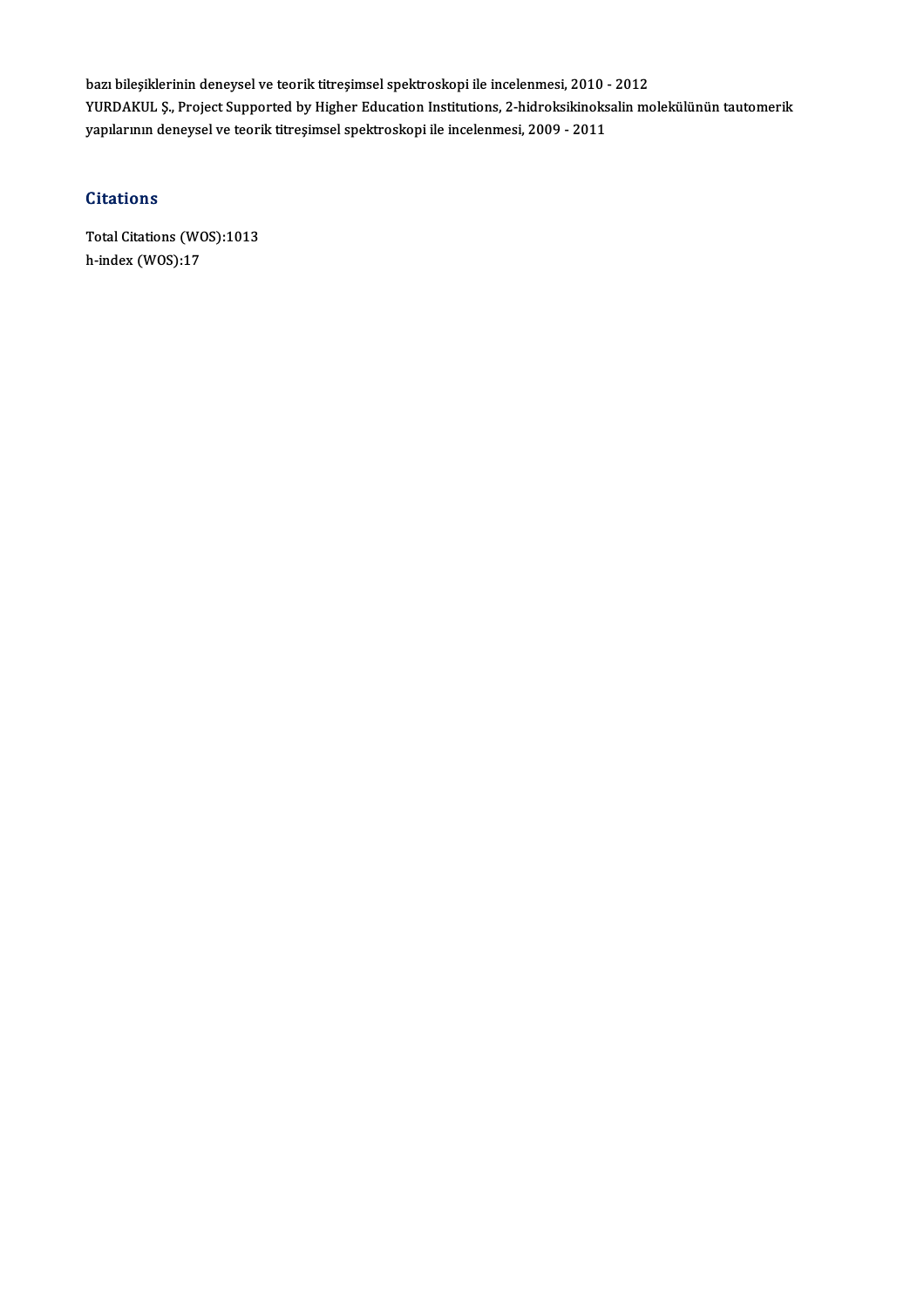bazı bileşiklerinin deneysel ve teorik titreşimsel spektroskopi ile incelenmesi, 2010 - 2012

YURDAKUL Ş., Project Supported by Higher Education Institutions, 2-hidroksikinoksalin molekülünün tautomerik yapılarının deneysel ve teorik titreşimsel spektroskopi ile incelenmesi, 2009 - 2011

## Citations

Total Citations (WOS):1013

h-index (WOS):17